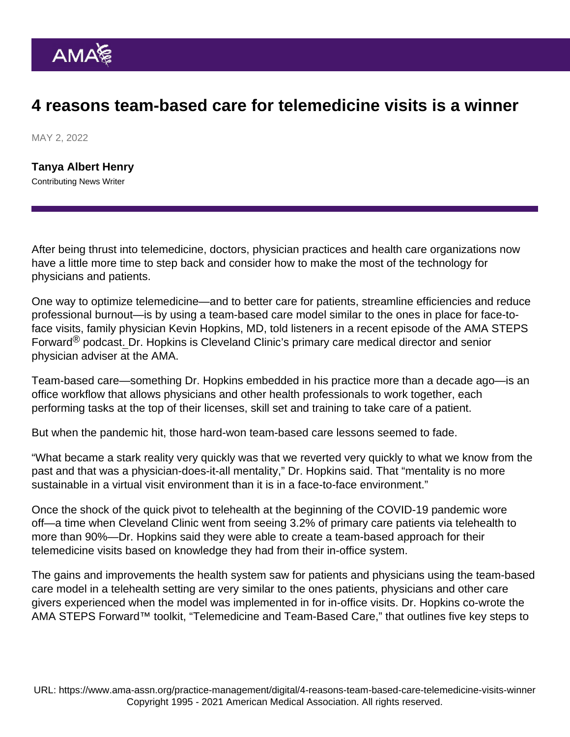# 4 reasons team-based care for telemedicine visits is a winner

MAY 2, 2022

**Tanya Albert Henry**
Contributing News Writer

After being thrust into telemedicine, doctors, physician practices and health care organizations now have a little more time to step back and consider how to make the most of the technology for physicians and patients.

One way to optimize telemedicine—and to better care for patients, streamline efficiencies and reduce professional burnout—is by using a team-based care model similar to the ones in place for face-to-face visits, family physician Kevin Hopkins, MD, told listeners in a recent episode of the AMA STEPS Forward® podcast. Dr. Hopkins is Cleveland Clinic's primary care medical director and senior physician adviser at the AMA.

Team-based care—something Dr. Hopkins embedded in his practice more than a decade ago—is an office workflow that allows physicians and other health professionals to work together, each performing tasks at the top of their licenses, skill set and training to take care of a patient.

But when the pandemic hit, those hard-won team-based care lessons seemed to fade.

"What became a stark reality very quickly was that we reverted very quickly to what we know from the past and that was a physician-does-it-all mentality," Dr. Hopkins said. That "mentality is no more sustainable in a virtual visit environment than it is in a face-to-face environment."

Once the shock of the quick pivot to telehealth at the beginning of the COVID-19 pandemic wore off—a time when Cleveland Clinic went from seeing 3.2% of primary care patients via telehealth to more than 90%—Dr. Hopkins said they were able to create a team-based approach for their telemedicine visits based on knowledge they had from their in-office system.

The gains and improvements the health system saw for patients and physicians using the team-based care model in a telehealth setting are very similar to the ones patients, physicians and other care givers experienced when the model was implemented in for in-office visits. Dr. Hopkins co-wrote the AMA STEPS Forward™ toolkit, "Telemedicine and Team-Based Care," that outlines five key steps to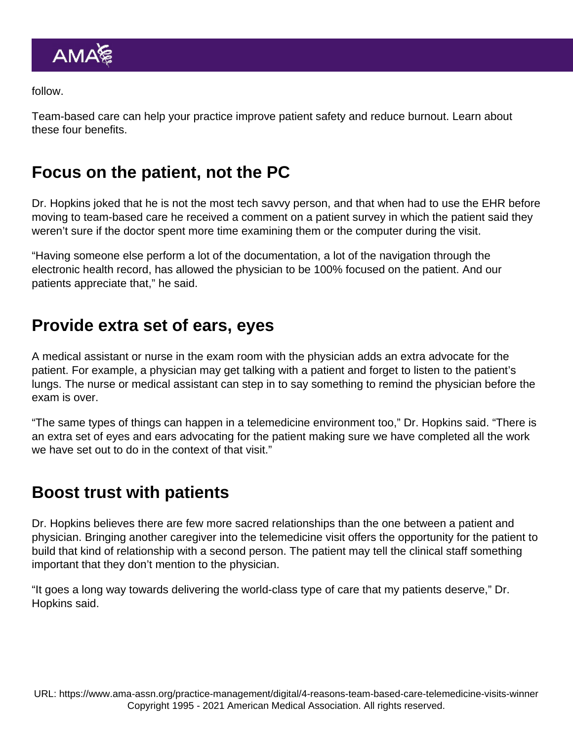follow.

Team-based care can help your practice improve patient safety and reduce burnout. Learn about these four benefits.

## Focus on the patient, not the PC

Dr. Hopkins joked that he is not the most tech savvy person, and that when had to use the EHR before moving to team-based care he received a comment on a patient survey in which the patient said they weren't sure if the doctor spent more time examining them or the computer during the visit.

"Having someone else perform a lot of the documentation, a lot of the navigation through the electronic health record, has allowed the physician to be 100% focused on the patient. And our patients appreciate that," he said.

## Provide extra set of ears, eyes

A medical assistant or nurse in the exam room with the physician adds an extra advocate for the patient. For example, a physician may get talking with a patient and forget to listen to the patient's lungs. The nurse or medical assistant can step in to say something to remind the physician before the exam is over.

"The same types of things can happen in a telemedicine environment too," Dr. Hopkins said. "There is an extra set of eyes and ears advocating for the patient making sure we have completed all the work we have set out to do in the context of that visit."

## Boost trust with patients

Dr. Hopkins believes there are few more sacred relationships than the one between a patient and physician. Bringing another caregiver into the telemedicine visit offers the opportunity for the patient to build that kind of relationship with a second person. The patient may tell the clinical staff something important that they don't mention to the physician.

"It goes a long way towards delivering the world-class type of care that my patients deserve," Dr. Hopkins said.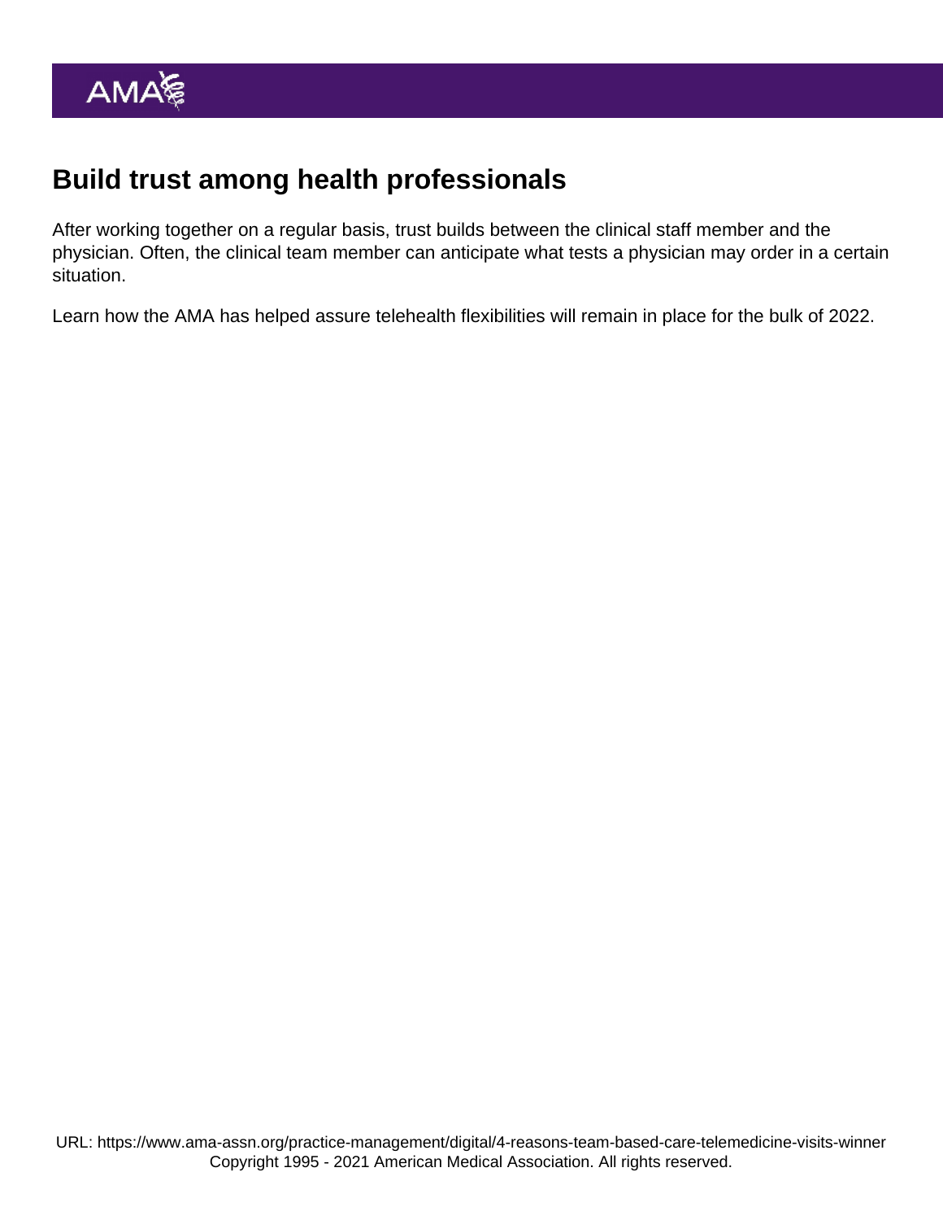## Build trust among health professionals

After working together on a regular basis, trust builds between the clinical staff member and the physician. Often, the clinical team member can anticipate what tests a physician may order in a certain situation.

Learn how the AMA has helped assure telehealth flexibilities will remain in place for the bulk of 2022.